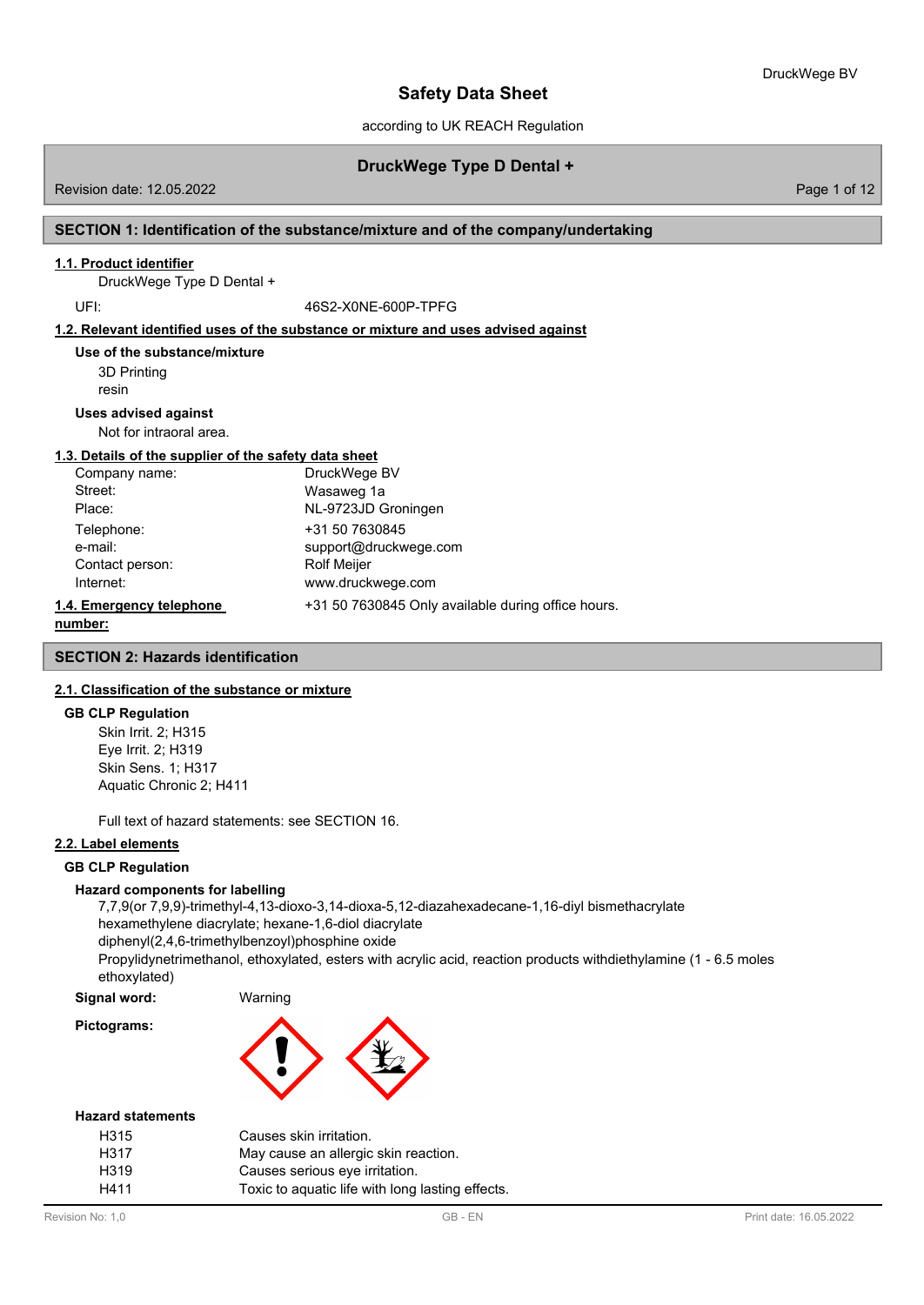# Safety Data Sheet

according to UK REACH Regulation

## DruckWege Type D Dental +

Revision date: 12.05.2022

## SECTION 1: Identification of the substance/mixture and of the company/undertaking

### 1.1. Product identifier

DruckWege Type D Dental +

UFI: 46S2-X0NE-600P-TPFG

### 1.2. Relevant identified uses of the substance or mixture and uses advised against

**Use of the substance/mixture**

3D Printing
resin

**Uses advised against**

Not for intraoral area.

### 1.3. Details of the supplier of the safety data sheet

| | |
|---|---|
| Company name: | DruckWege BV |
| Street: | Wasaweg 1a |
| Place: | NL-9723JD Groningen |
| Telephone: | +31 50 7630845 |
| e-mail: | support@druckwege.com |
| Contact person: | Rolf Meijer |
| Internet: | www.druckwege.com |

### 1.4. Emergency telephone number:

+31 50 7630845 Only available during office hours.

## SECTION 2: Hazards identification

### 2.1. Classification of the substance or mixture

**GB CLP Regulation**

Skin Irrit. 2; H315
Eye Irrit. 2; H319
Skin Sens. 1; H317
Aquatic Chronic 2; H411

Full text of hazard statements: see SECTION 16.

### 2.2. Label elements

**GB CLP Regulation**

**Hazard components for labelling**

7,7,9(or 7,9,9)-trimethyl-4,13-dioxo-3,14-dioxa-5,12-diazahexadecane-1,16-diyl bismethacrylate
hexamethylene diacrylate; hexane-1,6-diol diacrylate
diphenyl(2,4,6-trimethylbenzoyl)phosphine oxide
Propylidynetrimethanol, ethoxylated, esters with acrylic acid, reaction products withdiethylamine (1 - 6.5 moles ethoxylated)

**Signal word:** Warning

**Pictograms:**

**Hazard statements**

| | |
|---|---|
| H315 | Causes skin irritation. |
| H317 | May cause an allergic skin reaction. |
| H319 | Causes serious eye irritation. |
| H411 | Toxic to aquatic life with long lasting effects. |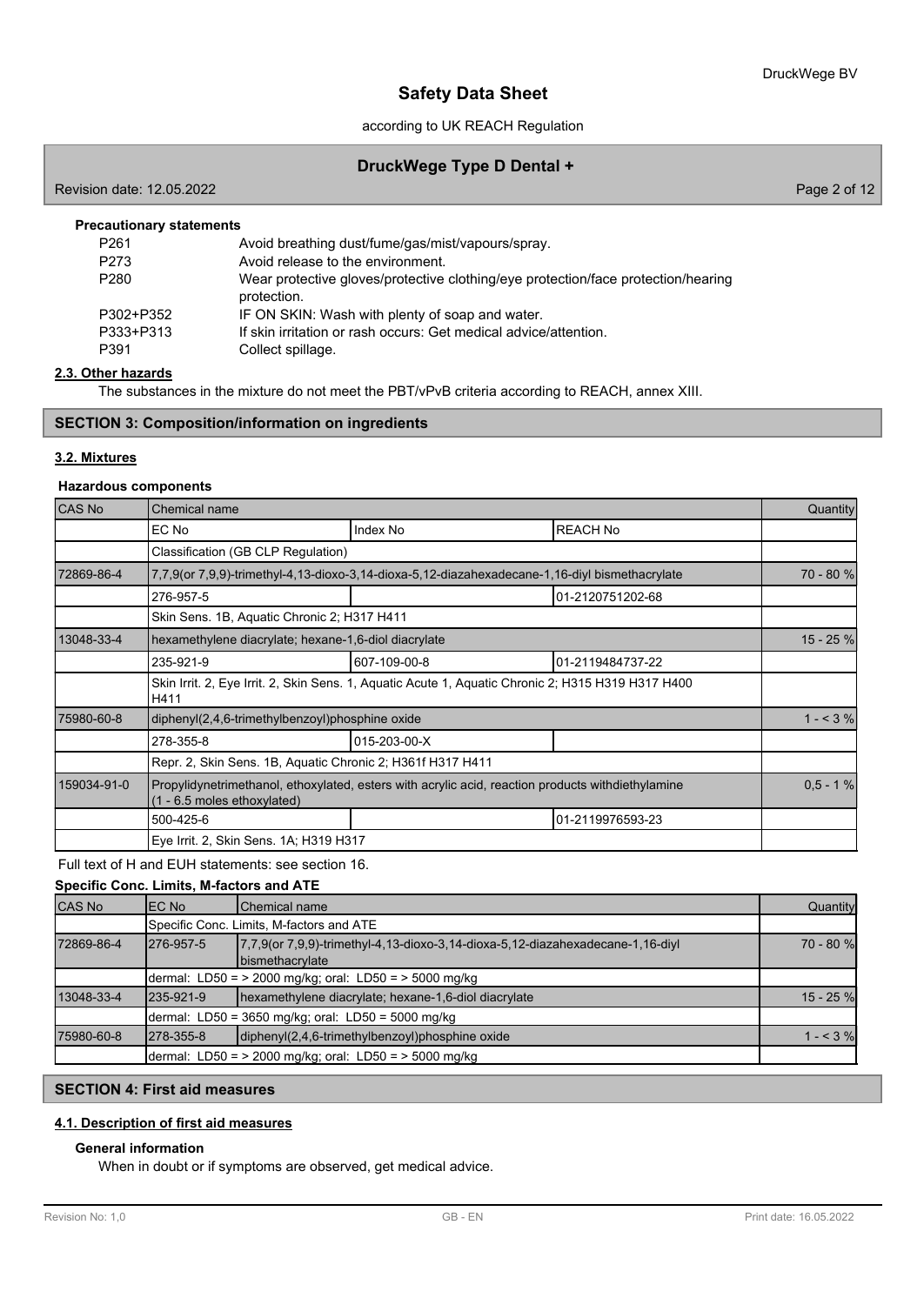**Precautionary statements**

| | |
|---|---|
| P261 | Avoid breathing dust/fume/gas/mist/vapours/spray. |
| P273 | Avoid release to the environment. |
| P280 | Wear protective gloves/protective clothing/eye protection/face protection/hearing protection. |
| P302+P352 | IF ON SKIN: Wash with plenty of soap and water. |
| P333+P313 | If skin irritation or rash occurs: Get medical advice/attention. |
| P391 | Collect spillage. |

### 2.3. Other hazards

The substances in the mixture do not meet the PBT/vPvB criteria according to REACH, annex XIII.

## SECTION 3: Composition/information on ingredients

### 3.2. Mixtures

**Hazardous components**

| CAS No | Chemical name | | | Quantity |
|---|---|---|---|---|
| | EC No | Index No | REACH No | |
| | Classification (GB CLP Regulation) | | | |
| 72869-86-4 | 7,7,9(or 7,9,9)-trimethyl-4,13-dioxo-3,14-dioxa-5,12-diazahexadecane-1,16-diyl bismethacrylate | | | 70 - 80 % |
| | 276-957-5 | | 01-2120751202-68 | |
| | Skin Sens. 1B, Aquatic Chronic 2; H317 H411 | | | |
| 13048-33-4 | hexamethylene diacrylate; hexane-1,6-diol diacrylate | | | 15 - 25 % |
| | 235-921-9 | 607-109-00-8 | 01-2119484737-22 | |
| | Skin Irrit. 2, Eye Irrit. 2, Skin Sens. 1, Aquatic Acute 1, Aquatic Chronic 2; H315 H319 H317 H400 H411 | | | |
| 75980-60-8 | diphenyl(2,4,6-trimethylbenzoyl)phosphine oxide | | | 1 - < 3 % |
| | 278-355-8 | 015-203-00-X | | |
| | Repr. 2, Skin Sens. 1B, Aquatic Chronic 2; H361f H317 H411 | | | |
| 159034-91-0 | Propylidynetrimethanol, ethoxylated, esters with acrylic acid, reaction products withdiethylamine (1 - 6.5 moles ethoxylated) | | | 0,5 - 1 % |
| | 500-425-6 | | 01-2119976593-23 | |
| | Eye Irrit. 2, Skin Sens. 1A; H319 H317 | | | |

Full text of H and EUH statements: see section 16.

**Specific Conc. Limits, M-factors and ATE**

| CAS No | EC No | Chemical name | Quantity |
|---|---|---|---|
| | Specific Conc. Limits, M-factors and ATE | | |
| 72869-86-4 | 276-957-5 | 7,7,9(or 7,9,9)-trimethyl-4,13-dioxo-3,14-dioxa-5,12-diazahexadecane-1,16-diyl bismethacrylate | 70 - 80 % |
| | dermal: LD50 = > 2000 mg/kg; oral: LD50 = > 5000 mg/kg | | |
| 13048-33-4 | 235-921-9 | hexamethylene diacrylate; hexane-1,6-diol diacrylate | 15 - 25 % |
| | dermal: LD50 = 3650 mg/kg; oral: LD50 = 5000 mg/kg | | |
| 75980-60-8 | 278-355-8 | diphenyl(2,4,6-trimethylbenzoyl)phosphine oxide | 1 - < 3 % |
| | dermal: LD50 = > 2000 mg/kg; oral: LD50 = > 5000 mg/kg | | |

## SECTION 4: First aid measures

### 4.1. Description of first aid measures

**General information**

When in doubt or if symptoms are observed, get medical advice.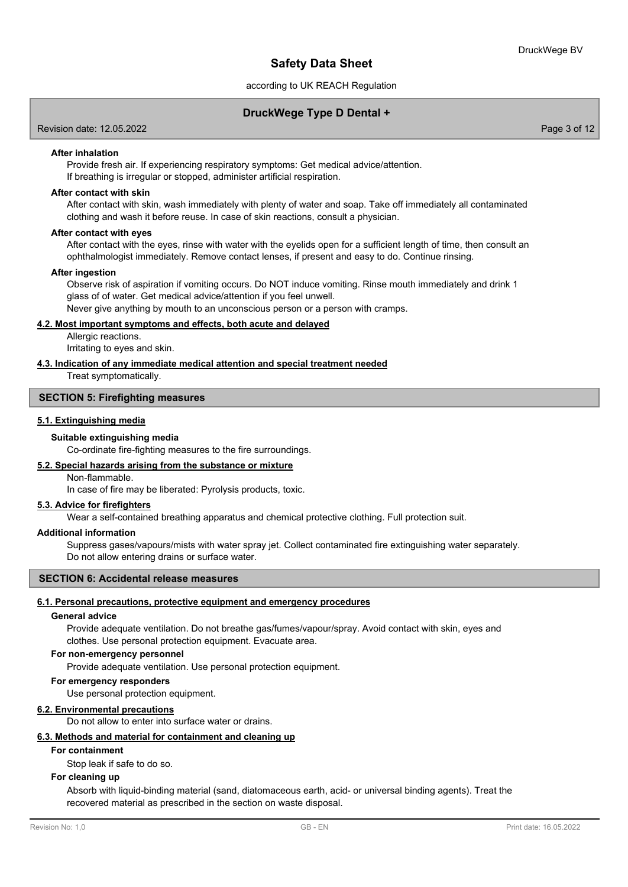**After inhalation**

Provide fresh air. If experiencing respiratory symptoms: Get medical advice/attention.
If breathing is irregular or stopped, administer artificial respiration.

**After contact with skin**

After contact with skin, wash immediately with plenty of water and soap. Take off immediately all contaminated clothing and wash it before reuse. In case of skin reactions, consult a physician.

**After contact with eyes**

After contact with the eyes, rinse with water with the eyelids open for a sufficient length of time, then consult an ophthalmologist immediately. Remove contact lenses, if present and easy to do. Continue rinsing.

**After ingestion**

Observe risk of aspiration if vomiting occurs. Do NOT induce vomiting. Rinse mouth immediately and drink 1 glass of of water. Get medical advice/attention if you feel unwell.
Never give anything by mouth to an unconscious person or a person with cramps.

### 4.2. Most important symptoms and effects, both acute and delayed

Allergic reactions.
Irritating to eyes and skin.

### 4.3. Indication of any immediate medical attention and special treatment needed

Treat symptomatically.

## SECTION 5: Firefighting measures

### 5.1. Extinguishing media

**Suitable extinguishing media**

Co-ordinate fire-fighting measures to the fire surroundings.

### 5.2. Special hazards arising from the substance or mixture

Non-flammable.
In case of fire may be liberated: Pyrolysis products, toxic.

### 5.3. Advice for firefighters

Wear a self-contained breathing apparatus and chemical protective clothing. Full protection suit.

**Additional information**

Suppress gases/vapours/mists with water spray jet. Collect contaminated fire extinguishing water separately.
Do not allow entering drains or surface water.

## SECTION 6: Accidental release measures

### 6.1. Personal precautions, protective equipment and emergency procedures

**General advice**

Provide adequate ventilation. Do not breathe gas/fumes/vapour/spray. Avoid contact with skin, eyes and clothes. Use personal protection equipment. Evacuate area.

**For non-emergency personnel**

Provide adequate ventilation. Use personal protection equipment.

**For emergency responders**

Use personal protection equipment.

### 6.2. Environmental precautions

Do not allow to enter into surface water or drains.

### 6.3. Methods and material for containment and cleaning up

**For containment**

Stop leak if safe to do so.

**For cleaning up**

Absorb with liquid-binding material (sand, diatomaceous earth, acid- or universal binding agents). Treat the recovered material as prescribed in the section on waste disposal.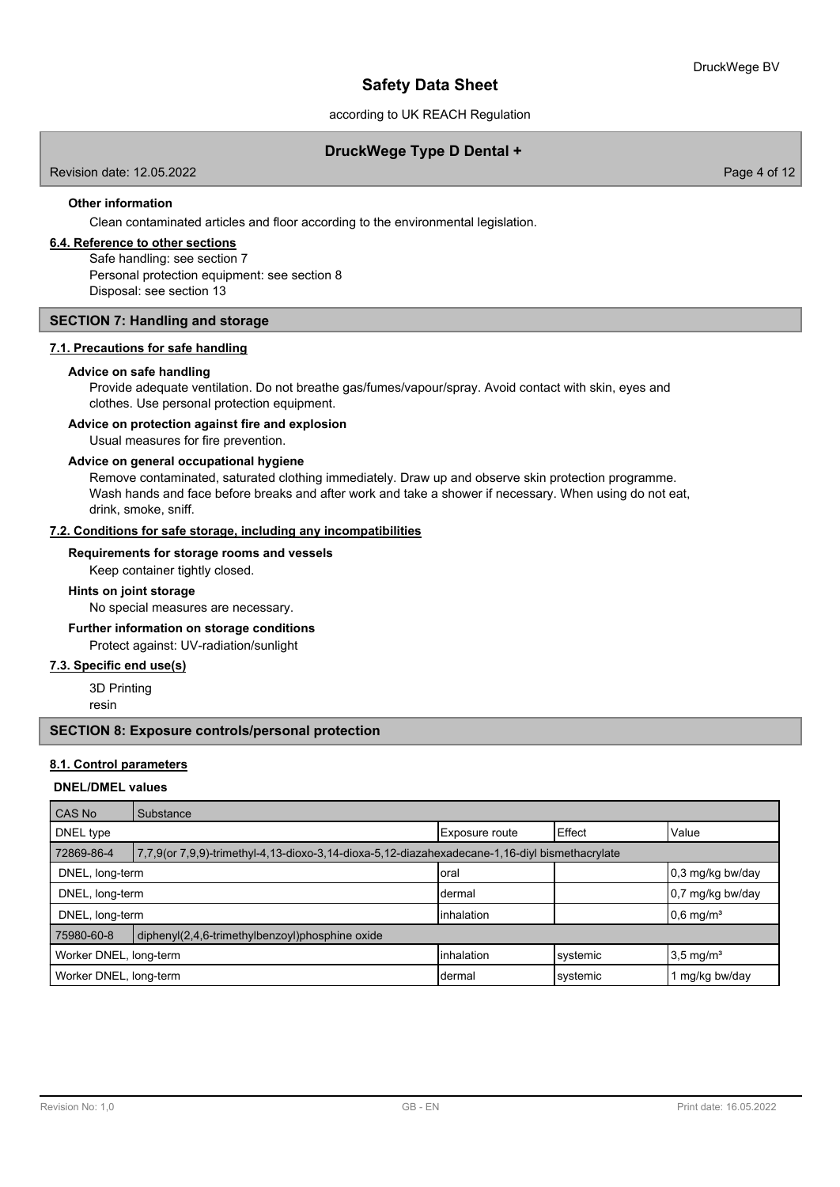**Other information**

Clean contaminated articles and floor according to the environmental legislation.

**6.4. Reference to other sections**

Safe handling: see section 7
Personal protection equipment: see section 8
Disposal: see section 13

## SECTION 7: Handling and storage

### 7.1. Precautions for safe handling

**Advice on safe handling**

Provide adequate ventilation. Do not breathe gas/fumes/vapour/spray. Avoid contact with skin, eyes and clothes. Use personal protection equipment.

**Advice on protection against fire and explosion**

Usual measures for fire prevention.

**Advice on general occupational hygiene**

Remove contaminated, saturated clothing immediately. Draw up and observe skin protection programme. Wash hands and face before breaks and after work and take a shower if necessary. When using do not eat, drink, smoke, sniff.

### 7.2. Conditions for safe storage, including any incompatibilities

**Requirements for storage rooms and vessels**

Keep container tightly closed.

**Hints on joint storage**

No special measures are necessary.

**Further information on storage conditions**

Protect against: UV-radiation/sunlight

### 7.3. Specific end use(s)

3D Printing
resin

## SECTION 8: Exposure controls/personal protection

### 8.1. Control parameters

**DNEL/DMEL values**

| CAS No | Substance | | | |
|---|---|---|---|---|
| DNEL type | | Exposure route | Effect | Value |
| 72869-86-4 | 7,7,9(or 7,9,9)-trimethyl-4,13-dioxo-3,14-dioxa-5,12-diazahexadecane-1,16-diyl bismethacrylate | | | |
| DNEL, long-term | | oral | | 0,3 mg/kg bw/day |
| DNEL, long-term | | dermal | | 0,7 mg/kg bw/day |
| DNEL, long-term | | inhalation | | 0,6 mg/m³ |
| 75980-60-8 | diphenyl(2,4,6-trimethylbenzoyl)phosphine oxide | | | |
| Worker DNEL, long-term | | inhalation | systemic | 3,5 mg/m³ |
| Worker DNEL, long-term | | dermal | systemic | 1 mg/kg bw/day |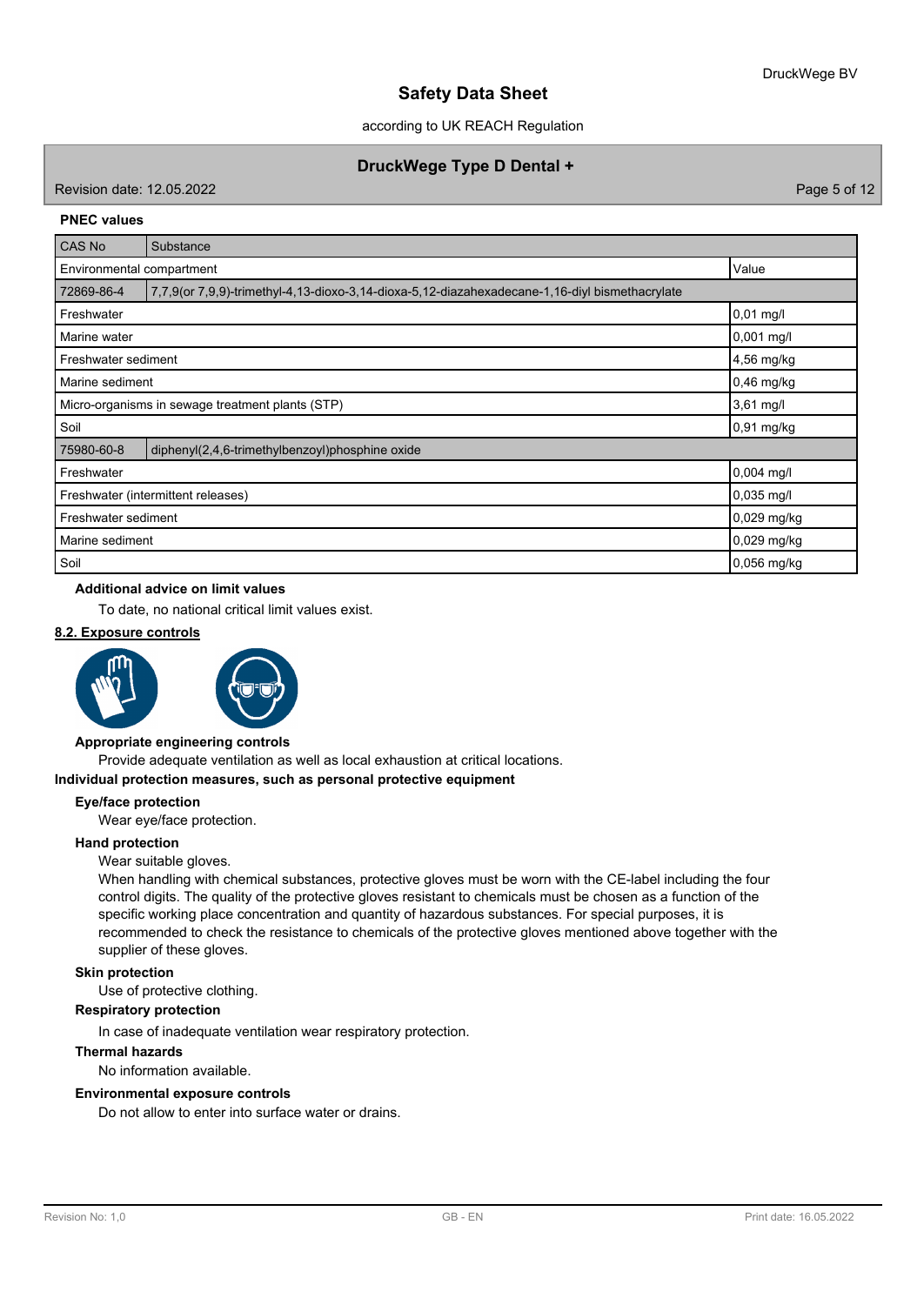**PNEC values**

| CAS No | Substance | |
|---|---|---|
| Environmental compartment | | Value |
| 72869-86-4 | 7,7,9(or 7,9,9)-trimethyl-4,13-dioxo-3,14-dioxa-5,12-diazahexadecane-1,16-diyl bismethacrylate | |
| Freshwater | | 0,01 mg/l |
| Marine water | | 0,001 mg/l |
| Freshwater sediment | | 4,56 mg/kg |
| Marine sediment | | 0,46 mg/kg |
| Micro-organisms in sewage treatment plants (STP) | | 3,61 mg/l |
| Soil | | 0,91 mg/kg |
| 75980-60-8 | diphenyl(2,4,6-trimethylbenzoyl)phosphine oxide | |
| Freshwater | | 0,004 mg/l |
| Freshwater (intermittent releases) | | 0,035 mg/l |
| Freshwater sediment | | 0,029 mg/kg |
| Marine sediment | | 0,029 mg/kg |
| Soil | | 0,056 mg/kg |

**Additional advice on limit values**

To date, no national critical limit values exist.

## 8.2. Exposure controls

**Appropriate engineering controls**

Provide adequate ventilation as well as local exhaustion at critical locations.

**Individual protection measures, such as personal protective equipment**

**Eye/face protection**

Wear eye/face protection.

**Hand protection**

Wear suitable gloves.

When handling with chemical substances, protective gloves must be worn with the CE-label including the four control digits. The quality of the protective gloves resistant to chemicals must be chosen as a function of the specific working place concentration and quantity of hazardous substances. For special purposes, it is recommended to check the resistance to chemicals of the protective gloves mentioned above together with the supplier of these gloves.

**Skin protection**

Use of protective clothing.

**Respiratory protection**

In case of inadequate ventilation wear respiratory protection.

**Thermal hazards**

No information available.

**Environmental exposure controls**

Do not allow to enter into surface water or drains.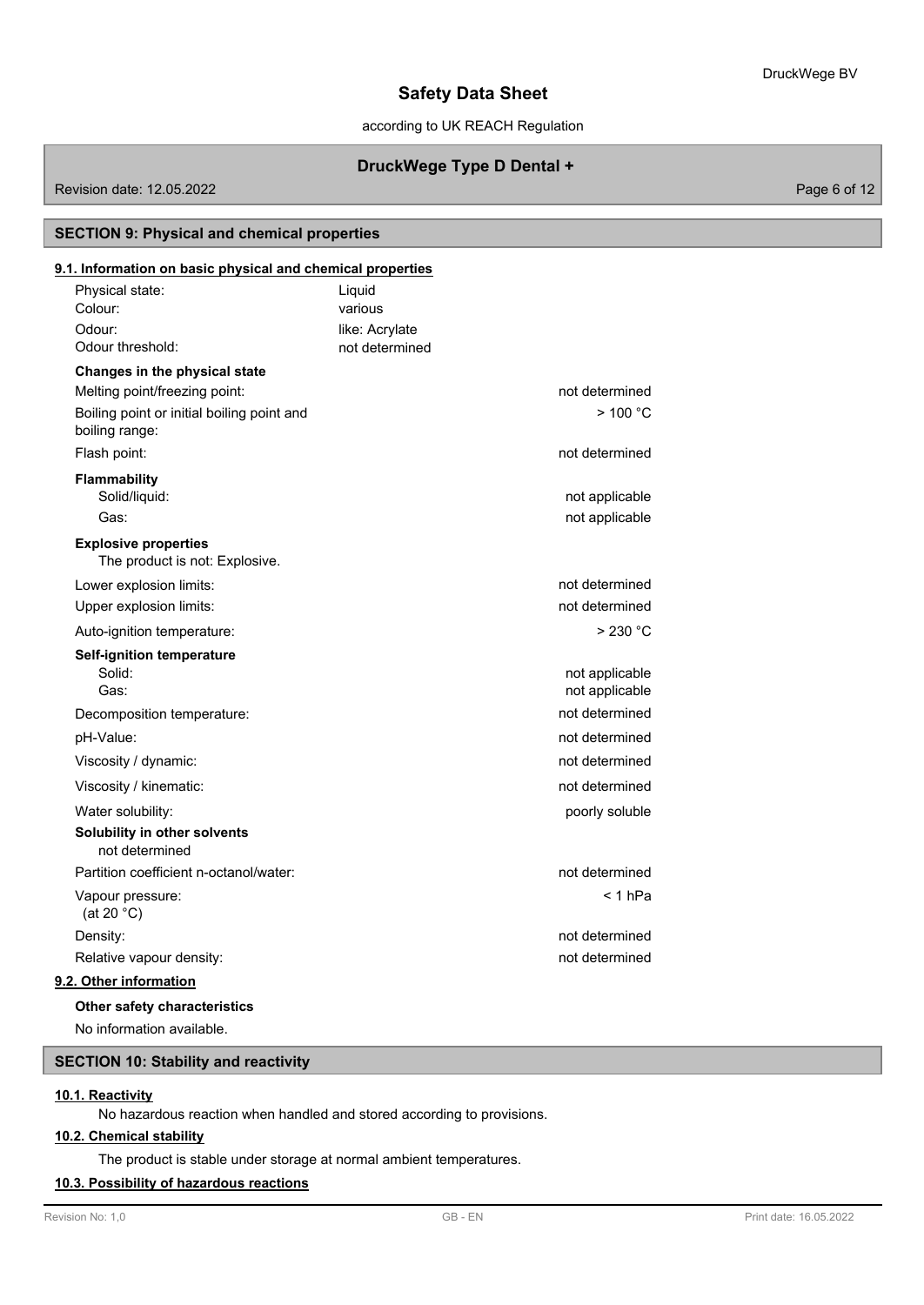## SECTION 9: Physical and chemical properties

### 9.1. Information on basic physical and chemical properties

| | |
|---|---|
| Physical state: | Liquid |
| Colour: | various |
| Odour: | like: Acrylate |
| Odour threshold: | not determined |

**Changes in the physical state**

| | |
|---|---|
| Melting point/freezing point: | not determined |
| Boiling point or initial boiling point and boiling range: | > 100 °C |
| Flash point: | not determined |

**Flammability**

| | |
|---|---|
| Solid/liquid: | not applicable |
| Gas: | not applicable |

**Explosive properties**

The product is not: Explosive.

| | |
|---|---|
| Lower explosion limits: | not determined |
| Upper explosion limits: | not determined |
| Auto-ignition temperature: | > 230 °C |

**Self-ignition temperature**

| | |
|---|---|
| Solid: | not applicable |
| Gas: | not applicable |
| Decomposition temperature: | not determined |
| pH-Value: | not determined |
| Viscosity / dynamic: | not determined |
| Viscosity / kinematic: | not determined |
| Water solubility: | poorly soluble |

**Solubility in other solvents**

not determined

| | |
|---|---|
| Partition coefficient n-octanol/water: | not determined |
| Vapour pressure: (at 20 °C) | < 1 hPa |
| Density: | not determined |
| Relative vapour density: | not determined |

### 9.2. Other information

**Other safety characteristics**

No information available.

## SECTION 10: Stability and reactivity

### 10.1. Reactivity

No hazardous reaction when handled and stored according to provisions.

### 10.2. Chemical stability

The product is stable under storage at normal ambient temperatures.

### 10.3. Possibility of hazardous reactions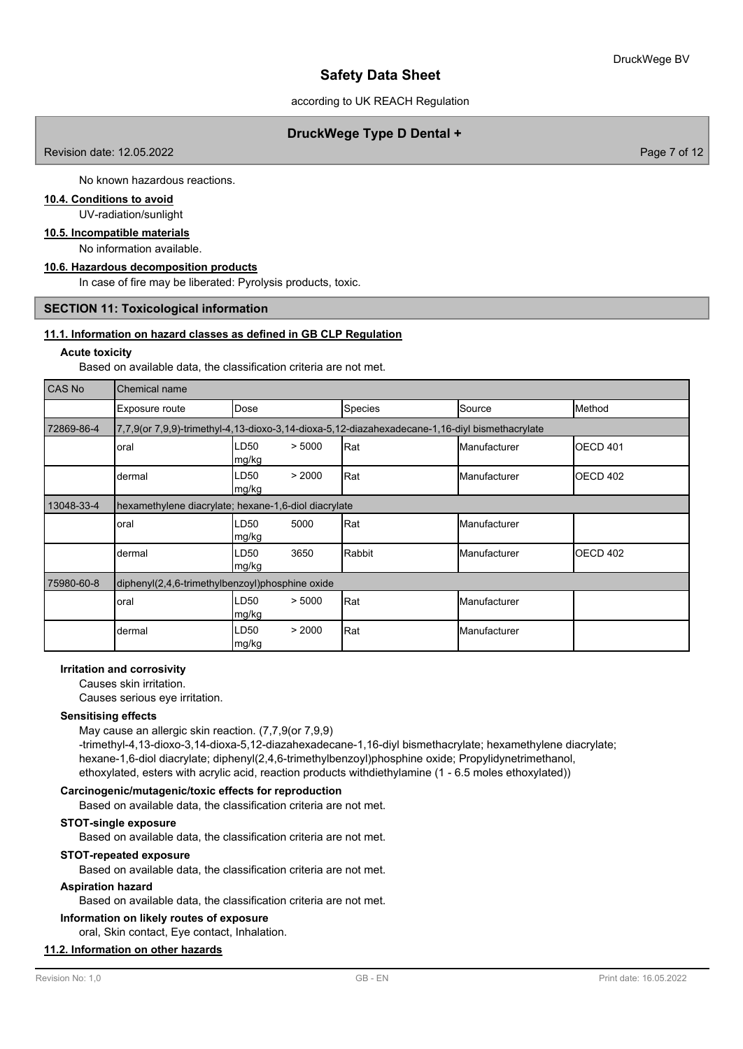No known hazardous reactions.

### 10.4. Conditions to avoid

UV-radiation/sunlight

### 10.5. Incompatible materials

No information available.

### 10.6. Hazardous decomposition products

In case of fire may be liberated: Pyrolysis products, toxic.

## SECTION 11: Toxicological information

### 11.1. Information on hazard classes as defined in GB CLP Regulation

**Acute toxicity**

Based on available data, the classification criteria are not met.

| CAS No | Chemical name | | | | | |
|---|---|---|---|---|---|---|
| | Exposure route | Dose | | Species | Source | Method |
| 72869-86-4 | 7,7,9(or 7,9,9)-trimethyl-4,13-dioxo-3,14-dioxa-5,12-diazahexadecane-1,16-diyl bismethacrylate | | | | | |
| | oral | LD50 mg/kg | > 5000 | Rat | Manufacturer | OECD 401 |
| | dermal | LD50 mg/kg | > 2000 | Rat | Manufacturer | OECD 402 |
| 13048-33-4 | hexamethylene diacrylate; hexane-1,6-diol diacrylate | | | | | |
| | oral | LD50 mg/kg | 5000 | Rat | Manufacturer | |
| | dermal | LD50 mg/kg | 3650 | Rabbit | Manufacturer | OECD 402 |
| 75980-60-8 | diphenyl(2,4,6-trimethylbenzoyl)phosphine oxide | | | | | |
| | oral | LD50 mg/kg | > 5000 | Rat | Manufacturer | |
| | dermal | LD50 mg/kg | > 2000 | Rat | Manufacturer | |

**Irritation and corrosivity**

Causes skin irritation.
Causes serious eye irritation.

**Sensitising effects**

May cause an allergic skin reaction. (7,7,9(or 7,9,9) -trimethyl-4,13-dioxo-3,14-dioxa-5,12-diazahexadecane-1,16-diyl bismethacrylate; hexamethylene diacrylate; hexane-1,6-diol diacrylate; diphenyl(2,4,6-trimethylbenzoyl)phosphine oxide; Propylidynetrimethanol, ethoxylated, esters with acrylic acid, reaction products withdiethylamine (1 - 6.5 moles ethoxylated))

**Carcinogenic/mutagenic/toxic effects for reproduction**

Based on available data, the classification criteria are not met.

**STOT-single exposure**

Based on available data, the classification criteria are not met.

**STOT-repeated exposure**

Based on available data, the classification criteria are not met.

**Aspiration hazard**

Based on available data, the classification criteria are not met.

**Information on likely routes of exposure**

oral, Skin contact, Eye contact, Inhalation.

### 11.2. Information on other hazards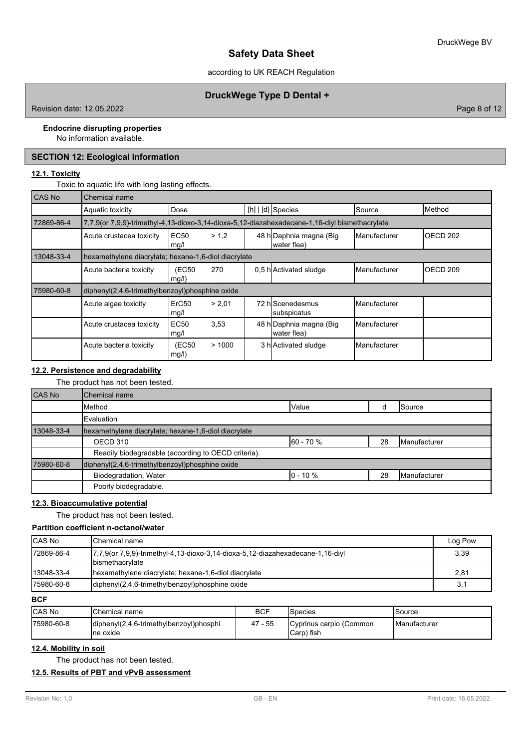**Endocrine disrupting properties**

No information available.

## SECTION 12: Ecological information

### 12.1. Toxicity

Toxic to aquatic life with long lasting effects.

| CAS No | Chemical name | | | | | |
|---|---|---|---|---|---|---|
| | Aquatic toxicity | Dose | [h] \| [d] | Species | Source | Method |
| 72869-86-4 | 7,7,9(or 7,9,9)-trimethyl-4,13-dioxo-3,14-dioxa-5,12-diazahexadecane-1,16-diyl bismethacrylate | | | | | |
| | Acute crustacea toxicity | EC50 > 1,2 mg/l | 48 h | Daphnia magna (Big water flea) | Manufacturer | OECD 202 |
| 13048-33-4 | hexamethylene diacrylate; hexane-1,6-diol diacrylate | | | | | |
| | Acute bacteria toxicity | (EC50 270 mg/l) | 0,5 h | Activated sludge | Manufacturer | OECD 209 |
| 75980-60-8 | diphenyl(2,4,6-trimethylbenzoyl)phosphine oxide | | | | | |
| | Acute algae toxicity | ErC50 > 2,01 mg/l | 72 h | Scenedesmus subspicatus | Manufacturer | |
| | Acute crustacea toxicity | EC50 3,53 mg/l | 48 h | Daphnia magna (Big water flea) | Manufacturer | |
| | Acute bacteria toxicity | (EC50 > 1000 mg/l) | 3 h | Activated sludge | Manufacturer | |

### 12.2. Persistence and degradability

The product has not been tested.

| CAS No | Chemical name | | | |
|---|---|---|---|---|
| | Method | Value | d | Source |
| | Evaluation | | | |
| 13048-33-4 | hexamethylene diacrylate; hexane-1,6-diol diacrylate | | | |
| | OECD 310 | 60 - 70 % | 28 | Manufacturer |
| | Readily biodegradable (according to OECD criteria). | | | |
| 75980-60-8 | diphenyl(2,4,6-trimethylbenzoyl)phosphine oxide | | | |
| | Biodegradation, Water | 0 - 10 % | 28 | Manufacturer |
| | Poorly biodegradable. | | | |

### 12.3. Bioaccumulative potential

The product has not been tested.

**Partition coefficient n-octanol/water**

| CAS No | Chemical name | Log Pow |
|---|---|---|
| 72869-86-4 | 7,7,9(or 7,9,9)-trimethyl-4,13-dioxo-3,14-dioxa-5,12-diazahexadecane-1,16-diyl bismethacrylate | 3,39 |
| 13048-33-4 | hexamethylene diacrylate; hexane-1,6-diol diacrylate | 2,81 |
| 75980-60-8 | diphenyl(2,4,6-trimethylbenzoyl)phosphine oxide | 3,1 |

**BCF**

| CAS No | Chemical name | BCF | Species | Source |
|---|---|---|---|---|
| 75980-60-8 | diphenyl(2,4,6-trimethylbenzoyl)phosphine oxide | 47 - 55 | Cyprinus carpio (Common Carp) fish | Manufacturer |

### 12.4. Mobility in soil

The product has not been tested.

### 12.5. Results of PBT and vPvB assessment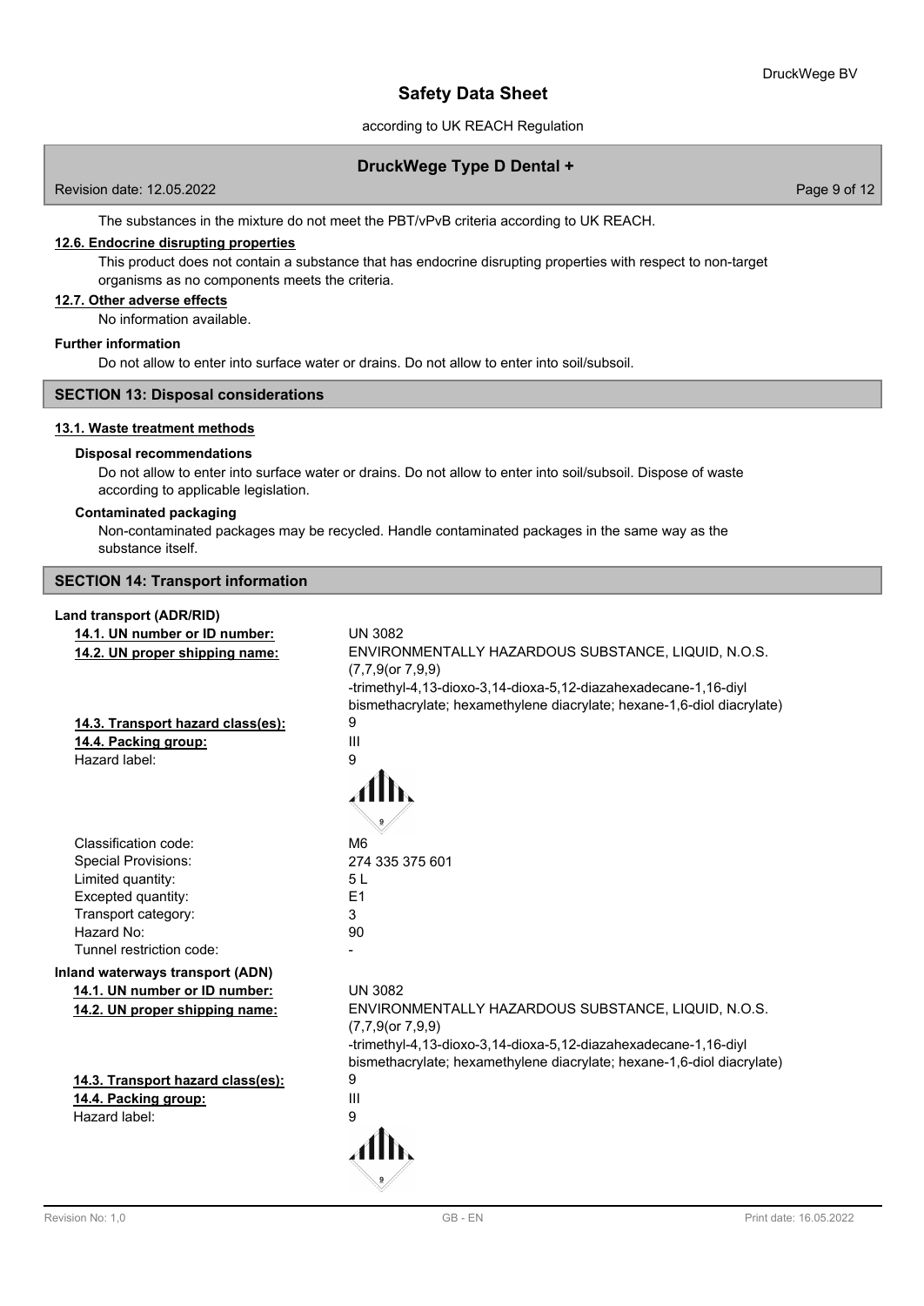The substances in the mixture do not meet the PBT/vPvB criteria according to UK REACH.

**12.6. Endocrine disrupting properties**

This product does not contain a substance that has endocrine disrupting properties with respect to non-target organisms as no components meets the criteria.

**12.7. Other adverse effects**

No information available.

**Further information**

Do not allow to enter into surface water or drains. Do not allow to enter into soil/subsoil.

## SECTION 13: Disposal considerations

**13.1. Waste treatment methods**

**Disposal recommendations**

Do not allow to enter into surface water or drains. Do not allow to enter into soil/subsoil. Dispose of waste according to applicable legislation.

**Contaminated packaging**

Non-contaminated packages may be recycled. Handle contaminated packages in the same way as the substance itself.

## SECTION 14: Transport information

**Land transport (ADR/RID)**

| | |
|---|---|
| **14.1. UN number or ID number:** | UN 3082 |
| **14.2. UN proper shipping name:** | ENVIRONMENTALLY HAZARDOUS SUBSTANCE, LIQUID, N.O.S. (7,7,9(or 7,9,9) -trimethyl-4,13-dioxo-3,14-dioxa-5,12-diazahexadecane-1,16-diyl bismethacrylate; hexamethylene diacrylate; hexane-1,6-diol diacrylate) |
| **14.3. Transport hazard class(es):** | 9 |
| **14.4. Packing group:** | III |
| Hazard label: | 9 |
| Classification code: | M6 |
| Special Provisions: | 274 335 375 601 |
| Limited quantity: | 5 L |
| Excepted quantity: | E1 |
| Transport category: | 3 |
| Hazard No: | 90 |
| Tunnel restriction code: | - |

**Inland waterways transport (ADN)**

| | |
|---|---|
| **14.1. UN number or ID number:** | UN 3082 |
| **14.2. UN proper shipping name:** | ENVIRONMENTALLY HAZARDOUS SUBSTANCE, LIQUID, N.O.S. (7,7,9(or 7,9,9) -trimethyl-4,13-dioxo-3,14-dioxa-5,12-diazahexadecane-1,16-diyl bismethacrylate; hexamethylene diacrylate; hexane-1,6-diol diacrylate) |
| **14.3. Transport hazard class(es):** | 9 |
| **14.4. Packing group:** | III |
| Hazard label: | 9 |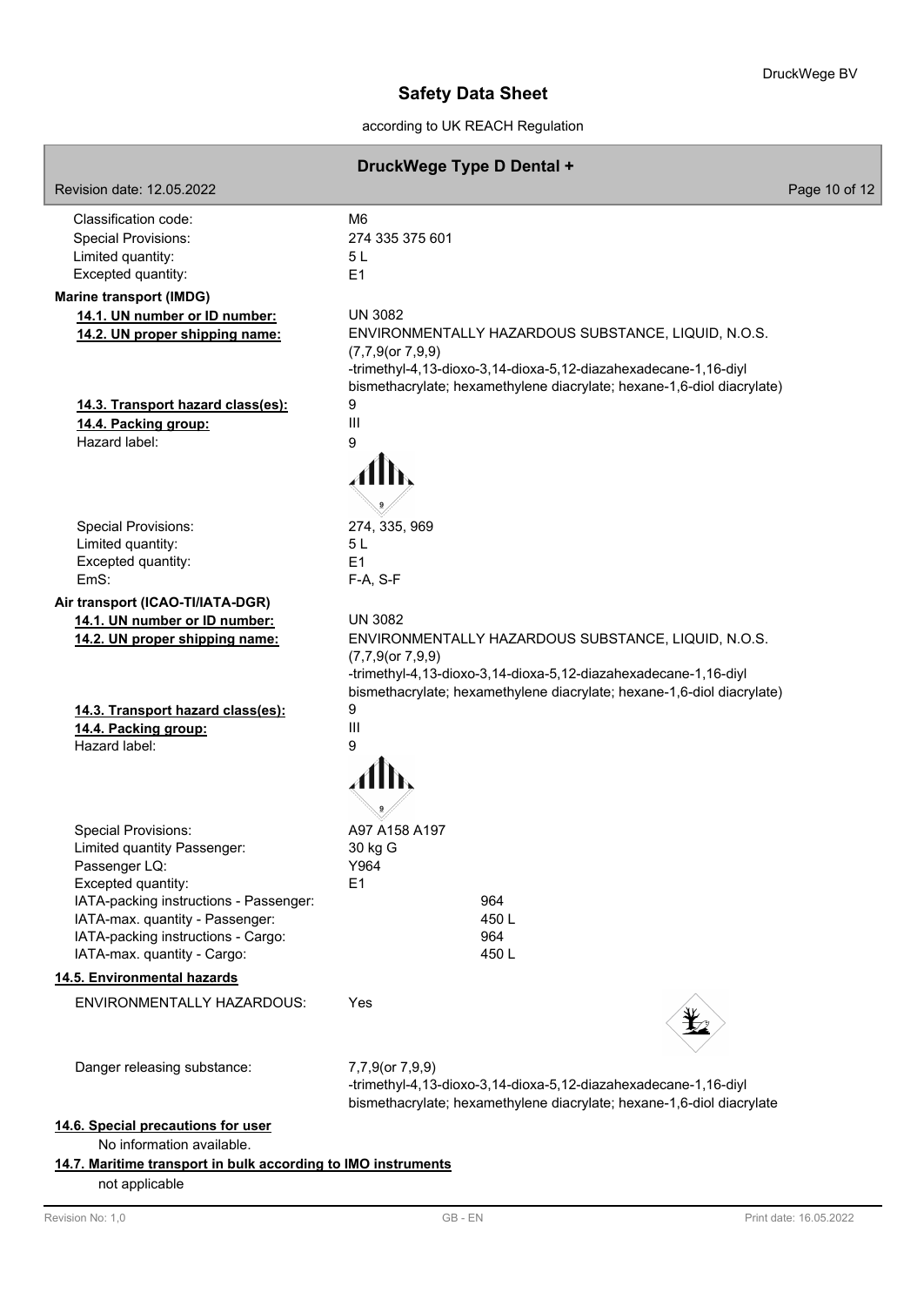| | |
|---|---|
| Classification code: | M6 |
| Special Provisions: | 274 335 375 601 |
| Limited quantity: | 5 L |
| Excepted quantity: | E1 |

**Marine transport (IMDG)**

| | |
|---|---|
| **14.1. UN number or ID number:** | UN 3082 |
| **14.2. UN proper shipping name:** | ENVIRONMENTALLY HAZARDOUS SUBSTANCE, LIQUID, N.O.S. (7,7,9(or 7,9,9) -trimethyl-4,13-dioxo-3,14-dioxa-5,12-diazahexadecane-1,16-diyl bismethacrylate; hexamethylene diacrylate; hexane-1,6-diol diacrylate) |
| **14.3. Transport hazard class(es):** | 9 |
| **14.4. Packing group:** | III |
| Hazard label: | 9 |
| Special Provisions: | 274, 335, 969 |
| Limited quantity: | 5 L |
| Excepted quantity: | E1 |
| EmS: | F-A, S-F |

**Air transport (ICAO-TI/IATA-DGR)**

| | |
|---|---|
| **14.1. UN number or ID number:** | UN 3082 |
| **14.2. UN proper shipping name:** | ENVIRONMENTALLY HAZARDOUS SUBSTANCE, LIQUID, N.O.S. (7,7,9(or 7,9,9) -trimethyl-4,13-dioxo-3,14-dioxa-5,12-diazahexadecane-1,16-diyl bismethacrylate; hexamethylene diacrylate; hexane-1,6-diol diacrylate) |
| **14.3. Transport hazard class(es):** | 9 |
| **14.4. Packing group:** | III |
| Hazard label: | 9 |
| Special Provisions: | A97 A158 A197 |
| Limited quantity Passenger: | 30 kg G |
| Passenger LQ: | Y964 |
| Excepted quantity: | E1 |
| IATA-packing instructions - Passenger: | 964 |
| IATA-max. quantity - Passenger: | 450 L |
| IATA-packing instructions - Cargo: | 964 |
| IATA-max. quantity - Cargo: | 450 L |

**14.5. Environmental hazards**

| | |
|---|---|
| ENVIRONMENTALLY HAZARDOUS: | Yes |
| Danger releasing substance: | 7,7,9(or 7,9,9) -trimethyl-4,13-dioxo-3,14-dioxa-5,12-diazahexadecane-1,16-diyl bismethacrylate; hexamethylene diacrylate; hexane-1,6-diol diacrylate |

**14.6. Special precautions for user**

No information available.

**14.7. Maritime transport in bulk according to IMO instruments**

not applicable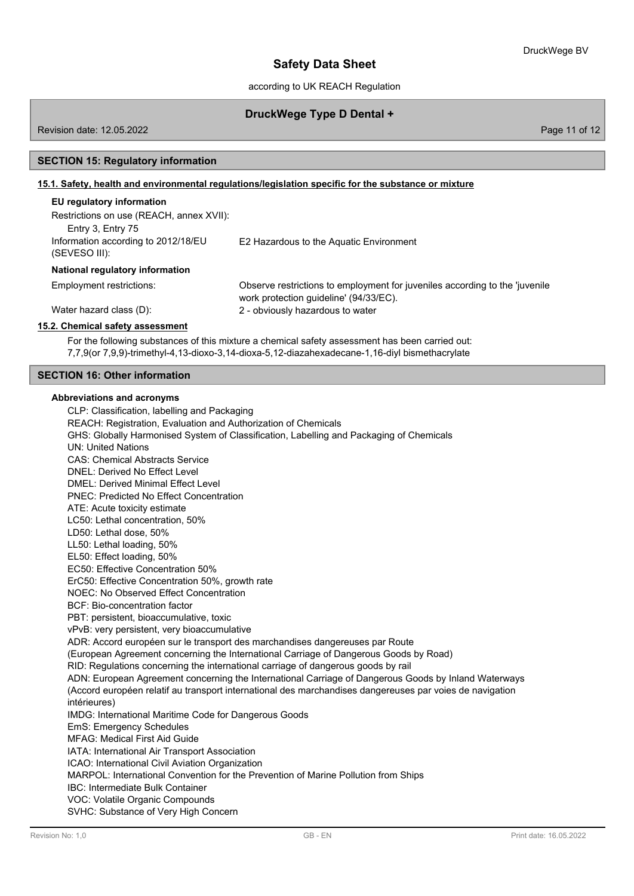## SECTION 15: Regulatory information

### 15.1. Safety, health and environmental regulations/legislation specific for the substance or mixture

**EU regulatory information**

Restrictions on use (REACH, annex XVII):
Entry 3, Entry 75

Information according to 2012/18/EU (SEVESO III): E2 Hazardous to the Aquatic Environment

**National regulatory information**

Employment restrictions: Observe restrictions to employment for juveniles according to the 'juvenile work protection guideline' (94/33/EC).

Water hazard class (D): 2 - obviously hazardous to water

### 15.2. Chemical safety assessment

For the following substances of this mixture a chemical safety assessment has been carried out:
7,7,9(or 7,9,9)-trimethyl-4,13-dioxo-3,14-dioxa-5,12-diazahexadecane-1,16-diyl bismethacrylate

## SECTION 16: Other information

**Abbreviations and acronyms**

CLP: Classification, labelling and Packaging
REACH: Registration, Evaluation and Authorization of Chemicals
GHS: Globally Harmonised System of Classification, Labelling and Packaging of Chemicals
UN: United Nations
CAS: Chemical Abstracts Service
DNEL: Derived No Effect Level
DMEL: Derived Minimal Effect Level
PNEC: Predicted No Effect Concentration
ATE: Acute toxicity estimate
LC50: Lethal concentration, 50%
LD50: Lethal dose, 50%
LL50: Lethal loading, 50%
EL50: Effect loading, 50%
EC50: Effective Concentration 50%
ErC50: Effective Concentration 50%, growth rate
NOEC: No Observed Effect Concentration
BCF: Bio-concentration factor
PBT: persistent, bioaccumulative, toxic
vPvB: very persistent, very bioaccumulative
ADR: Accord européen sur le transport des marchandises dangereuses par Route
(European Agreement concerning the International Carriage of Dangerous Goods by Road)
RID: Regulations concerning the international carriage of dangerous goods by rail
ADN: European Agreement concerning the International Carriage of Dangerous Goods by Inland Waterways
(Accord européen relatif au transport international des marchandises dangereuses par voies de navigation intérieures)
IMDG: International Maritime Code for Dangerous Goods
EmS: Emergency Schedules
MFAG: Medical First Aid Guide
IATA: International Air Transport Association
ICAO: International Civil Aviation Organization
MARPOL: International Convention for the Prevention of Marine Pollution from Ships
IBC: Intermediate Bulk Container
VOC: Volatile Organic Compounds
SVHC: Substance of Very High Concern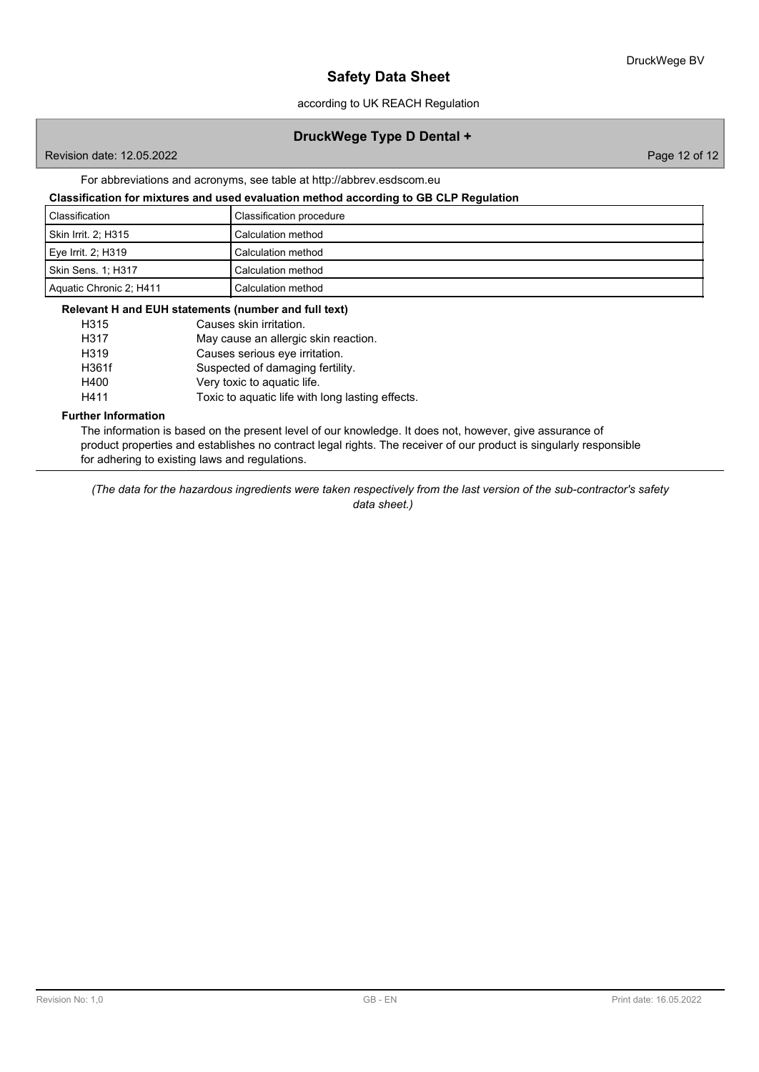For abbreviations and acronyms, see table at http://abbrev.esdscom.eu

**Classification for mixtures and used evaluation method according to GB CLP Regulation**

| Classification | Classification procedure |
|---|---|
| Skin Irrit. 2; H315 | Calculation method |
| Eye Irrit. 2; H319 | Calculation method |
| Skin Sens. 1; H317 | Calculation method |
| Aquatic Chronic 2; H411 | Calculation method |

**Relevant H and EUH statements (number and full text)**

| | |
|---|---|
| H315 | Causes skin irritation. |
| H317 | May cause an allergic skin reaction. |
| H319 | Causes serious eye irritation. |
| H361f | Suspected of damaging fertility. |
| H400 | Very toxic to aquatic life. |
| H411 | Toxic to aquatic life with long lasting effects. |

**Further Information**

The information is based on the present level of our knowledge. It does not, however, give assurance of product properties and establishes no contract legal rights. The receiver of our product is singularly responsible for adhering to existing laws and regulations.

*(The data for the hazardous ingredients were taken respectively from the last version of the sub-contractor's safety data sheet.)*